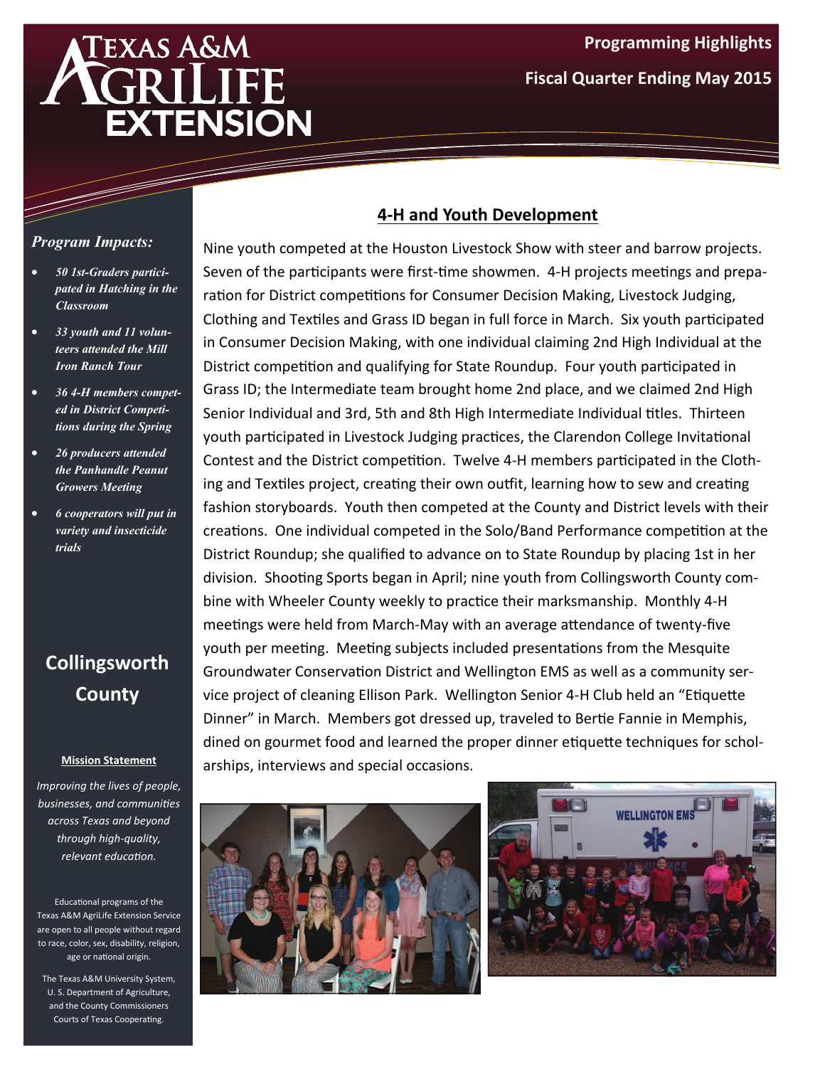# Texas A&M AgriLife Extension

**Programming Highlights**

**Fiscal Quarter Ending May 2015**

## 4-H and Youth Development

Nine youth competed at the Houston Livestock Show with steer and barrow projects. Seven of the participants were first-time showmen. 4-H projects meetings and preparation for District competitions for Consumer Decision Making, Livestock Judging, Clothing and Textiles and Grass ID began in full force in March. Six youth participated in Consumer Decision Making, with one individual claiming 2nd High Individual at the District competition and qualifying for State Roundup. Four youth participated in Grass ID; the Intermediate team brought home 2nd place, and we claimed 2nd High Senior Individual and 3rd, 5th and 8th High Intermediate Individual titles. Thirteen youth participated in Livestock Judging practices, the Clarendon College Invitational Contest and the District competition. Twelve 4-H members participated in the Clothing and Textiles project, creating their own outfit, learning how to sew and creating fashion storyboards. Youth then competed at the County and District levels with their creations. One individual competed in the Solo/Band Performance competition at the District Roundup; she qualified to advance on to State Roundup by placing 1st in her division. Shooting Sports began in April; nine youth from Collingsworth County combine with Wheeler County weekly to practice their marksmanship. Monthly 4-H meetings were held from March-May with an average attendance of twenty-five youth per meeting. Meeting subjects included presentations from the Mesquite Groundwater Conservation District and Wellington EMS as well as a community service project of cleaning Ellison Park. Wellington Senior 4-H Club held an "Etiquette Dinner" in March. Members got dressed up, traveled to Bertie Fannie in Memphis, dined on gourmet food and learned the proper dinner etiquette techniques for scholarships, interviews and special occasions.

### *Program Impacts:*

- ***50 1st-Graders participated in Hatching in the Classroom***
- ***33 youth and 11 volunteers attended the Mill Iron Ranch Tour***
- ***36 4-H members competed in District Competitions during the Spring***
- ***26 producers attended the Panhandle Peanut Growers Meeting***
- ***6 cooperators will put in variety and insecticide trials***

## Collingsworth County

**Mission Statement**

*Improving the lives of people, businesses, and communities across Texas and beyond through high-quality, relevant education.*

Educational programs of the Texas A&M AgriLife Extension Service are open to all people without regard to race, color, sex, disability, religion, age or national origin.

The Texas A&M University System, U. S. Department of Agriculture, and the County Commissioners Courts of Texas Cooperating.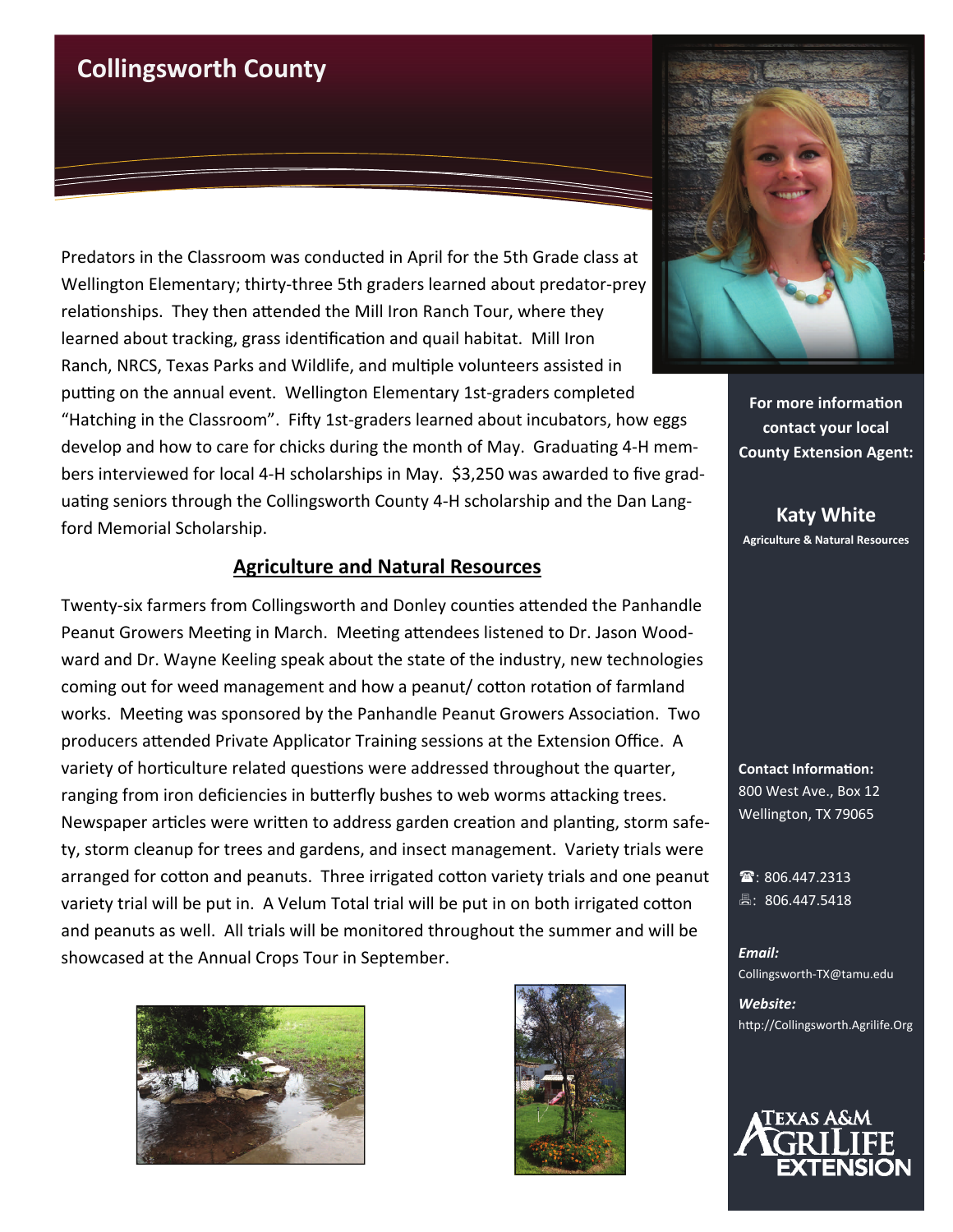## Collingsworth County

Predators in the Classroom was conducted in April for the 5th Grade class at Wellington Elementary; thirty-three 5th graders learned about predator-prey relationships. They then attended the Mill Iron Ranch Tour, where they learned about tracking, grass identification and quail habitat. Mill Iron Ranch, NRCS, Texas Parks and Wildlife, and multiple volunteers assisted in putting on the annual event. Wellington Elementary 1st-graders completed "Hatching in the Classroom". Fifty 1st-graders learned about incubators, how eggs develop and how to care for chicks during the month of May. Graduating 4-H members interviewed for local 4-H scholarships in May. $3,250 was awarded to five graduating seniors through the Collingsworth County 4-H scholarship and the Dan Langford Memorial Scholarship.

### Agriculture and Natural Resources

Twenty-six farmers from Collingsworth and Donley counties attended the Panhandle Peanut Growers Meeting in March. Meeting attendees listened to Dr. Jason Woodward and Dr. Wayne Keeling speak about the state of the industry, new technologies coming out for weed management and how a peanut/ cotton rotation of farmland works. Meeting was sponsored by the Panhandle Peanut Growers Association. Two producers attended Private Applicator Training sessions at the Extension Office. A variety of horticulture related questions were addressed throughout the quarter, ranging from iron deficiencies in butterfly bushes to web worms attacking trees. Newspaper articles were written to address garden creation and planting, storm safety, storm cleanup for trees and gardens, and insect management. Variety trials were arranged for cotton and peanuts. Three irrigated cotton variety trials and one peanut variety trial will be put in. A Velum Total trial will be put in on both irrigated cotton and peanuts as well. All trials will be monitored throughout the summer and will be showcased at the Annual Crops Tour in September.

**For more information contact your local County Extension Agent:**

**Katy White**
**Agriculture & Natural Resources**

**Contact Information:**
800 West Ave., Box 12
Wellington, TX 79065

☎: 806.447.2313
🖷: 806.447.5418

***Email:***
Collingsworth-TX@tamu.edu

***Website:***
http://Collingsworth.Agrilife.Org

TEXAS A&M AGRILIFE EXTENSION